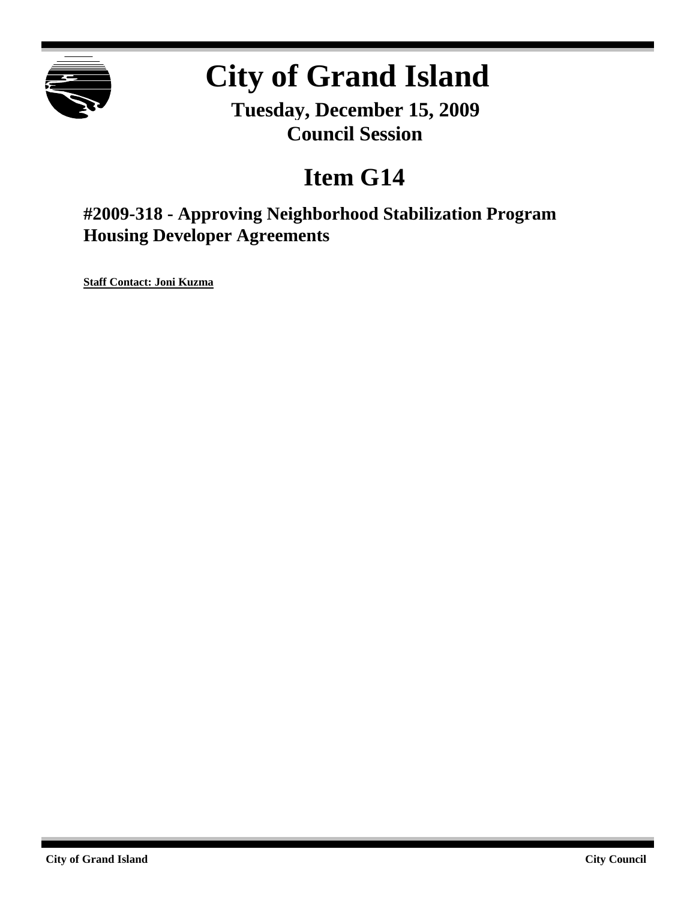# City of Grand Island

**Tuesday, December 15, 2009**
**Council Session**

## Item G14

### #2009-318 - Approving Neighborhood Stabilization Program Housing Developer Agreements

**Staff Contact: Joni Kuzma**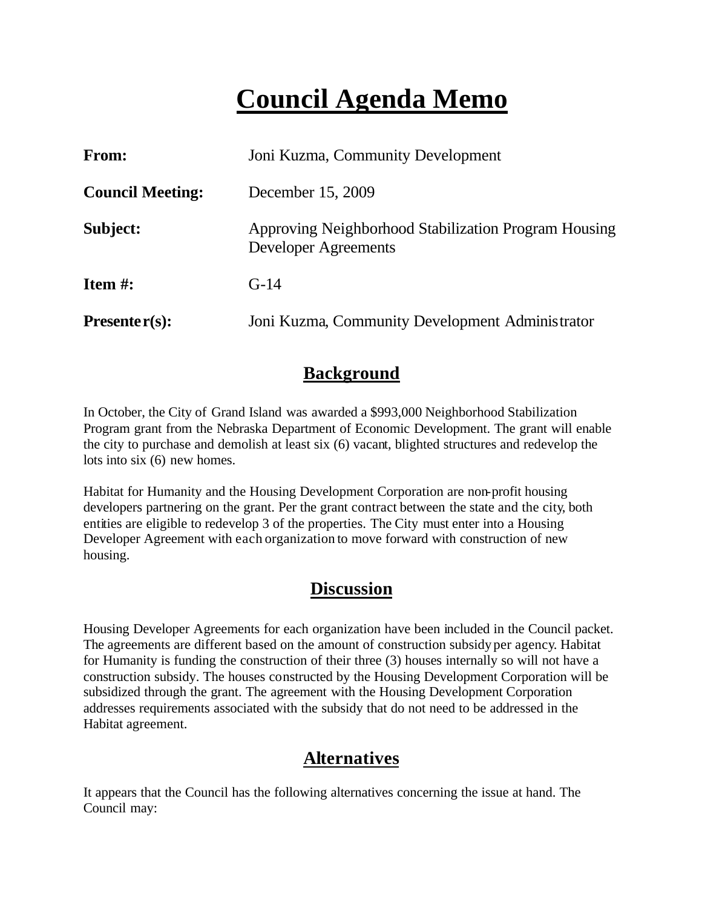# Council Agenda Memo

**From:** Joni Kuzma, Community Development

**Council Meeting:** December 15, 2009

**Subject:** Approving Neighborhood Stabilization Program Housing Developer Agreements

**Item #:** G-14

**Presenter(s):** Joni Kuzma, Community Development Administrator

## Background

In October, the City of Grand Island was awarded a $993,000 Neighborhood Stabilization Program grant from the Nebraska Department of Economic Development. The grant will enable the city to purchase and demolish at least six (6) vacant, blighted structures and redevelop the lots into six (6) new homes.

Habitat for Humanity and the Housing Development Corporation are non-profit housing developers partnering on the grant. Per the grant contract between the state and the city, both entities are eligible to redevelop 3 of the properties. The City must enter into a Housing Developer Agreement with each organization to move forward with construction of new housing.

## Discussion

Housing Developer Agreements for each organization have been included in the Council packet. The agreements are different based on the amount of construction subsidy per agency. Habitat for Humanity is funding the construction of their three (3) houses internally so will not have a construction subsidy. The houses constructed by the Housing Development Corporation will be subsidized through the grant. The agreement with the Housing Development Corporation addresses requirements associated with the subsidy that do not need to be addressed in the Habitat agreement.

## Alternatives

It appears that the Council has the following alternatives concerning the issue at hand. The Council may: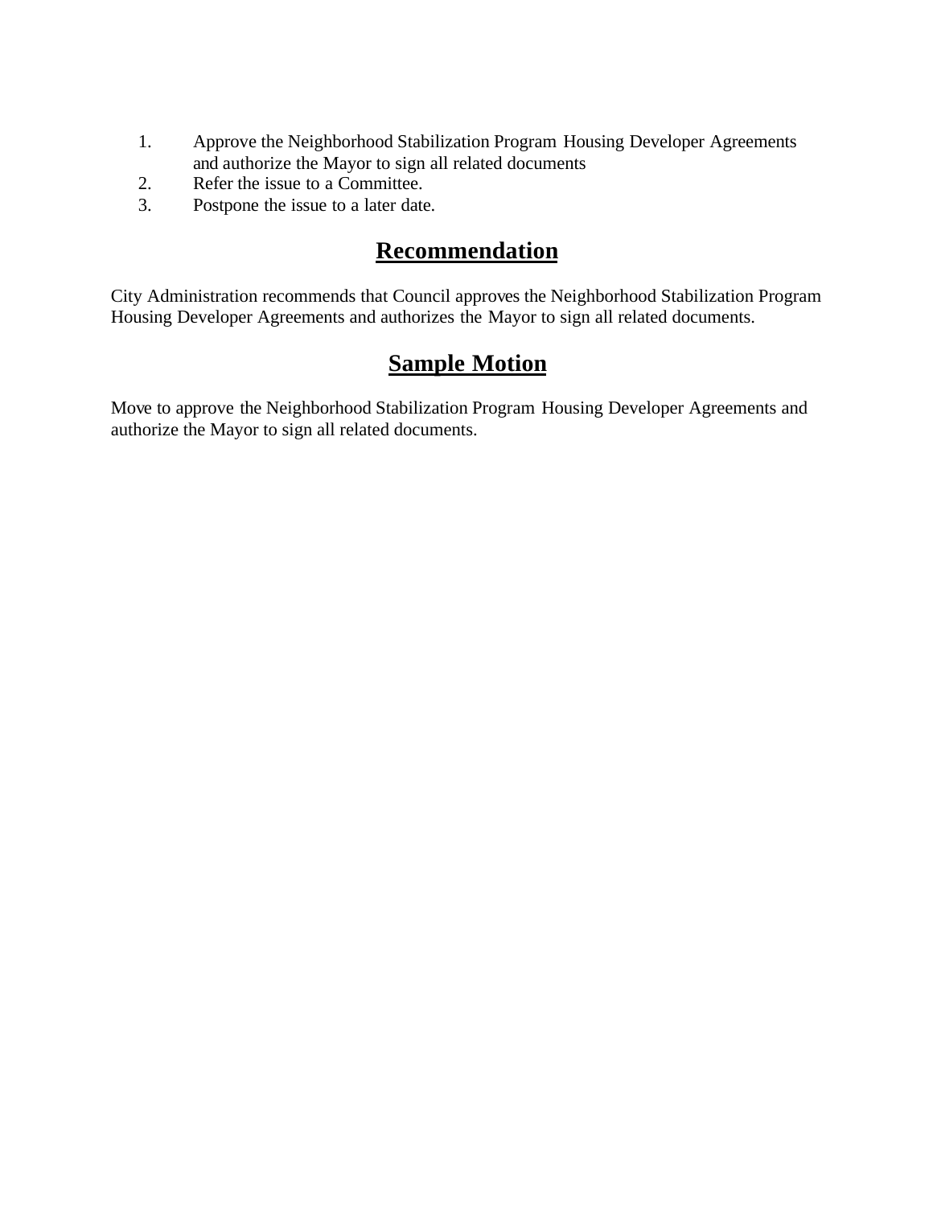1. Approve the Neighborhood Stabilization Program Housing Developer Agreements and authorize the Mayor to sign all related documents
2. Refer the issue to a Committee.
3. Postpone the issue to a later date.

## Recommendation

City Administration recommends that Council approves the Neighborhood Stabilization Program Housing Developer Agreements and authorizes the Mayor to sign all related documents.

## Sample Motion

Move to approve the Neighborhood Stabilization Program Housing Developer Agreements and authorize the Mayor to sign all related documents.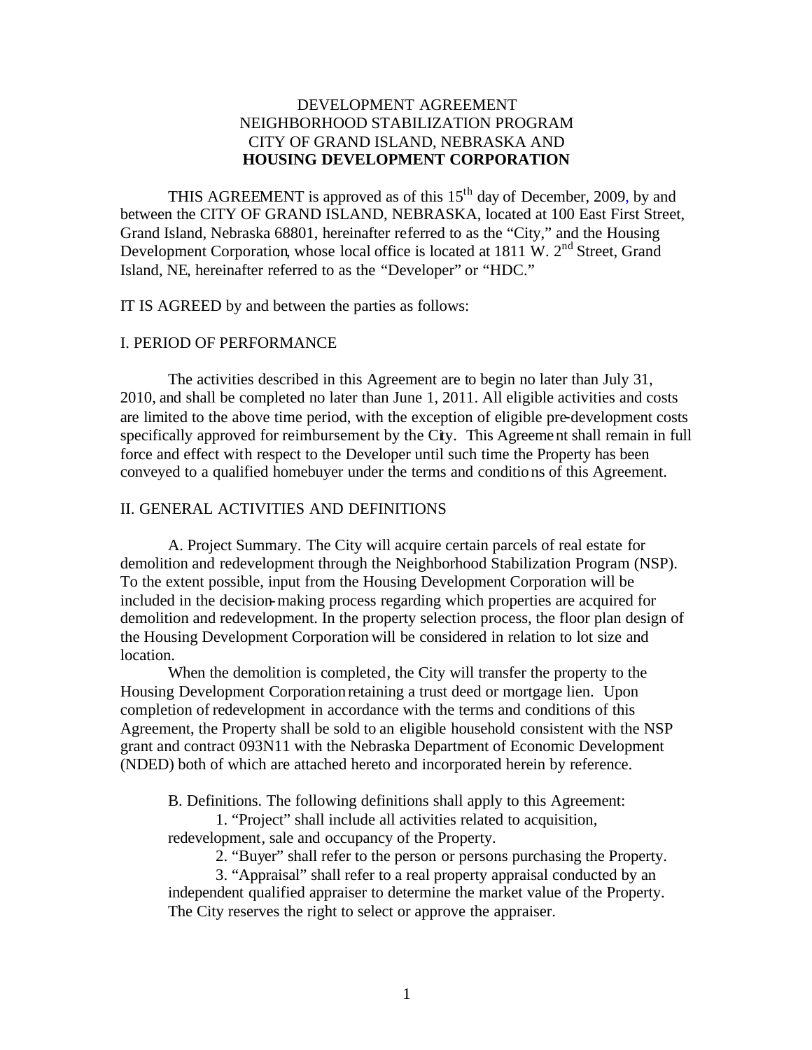DEVELOPMENT AGREEMENT
NEIGHBORHOOD STABILIZATION PROGRAM
CITY OF GRAND ISLAND, NEBRASKA AND
**HOUSING DEVELOPMENT CORPORATION**

THIS AGREEMENT is approved as of this 15th day of December, 2009, by and between the CITY OF GRAND ISLAND, NEBRASKA, located at 100 East First Street, Grand Island, Nebraska 68801, hereinafter referred to as the "City," and the Housing Development Corporation, whose local office is located at 1811 W. 2nd Street, Grand Island, NE, hereinafter referred to as the "Developer" or "HDC."

IT IS AGREED by and between the parties as follows:

## I. PERIOD OF PERFORMANCE

The activities described in this Agreement are to begin no later than July 31, 2010, and shall be completed no later than June 1, 2011. All eligible activities and costs are limited to the above time period, with the exception of eligible pre-development costs specifically approved for reimbursement by the City. This Agreement shall remain in full force and effect with respect to the Developer until such time the Property has been conveyed to a qualified homebuyer under the terms and conditions of this Agreement.

## II. GENERAL ACTIVITIES AND DEFINITIONS

A. Project Summary. The City will acquire certain parcels of real estate for demolition and redevelopment through the Neighborhood Stabilization Program (NSP). To the extent possible, input from the Housing Development Corporation will be included in the decision-making process regarding which properties are acquired for demolition and redevelopment. In the property selection process, the floor plan design of the Housing Development Corporation will be considered in relation to lot size and location.

When the demolition is completed, the City will transfer the property to the Housing Development Corporation retaining a trust deed or mortgage lien. Upon completion of redevelopment in accordance with the terms and conditions of this Agreement, the Property shall be sold to an eligible household consistent with the NSP grant and contract 093N11 with the Nebraska Department of Economic Development (NDED) both of which are attached hereto and incorporated herein by reference.

B. Definitions. The following definitions shall apply to this Agreement:

1. "Project" shall include all activities related to acquisition, redevelopment, sale and occupancy of the Property.

2. "Buyer" shall refer to the person or persons purchasing the Property.

3. "Appraisal" shall refer to a real property appraisal conducted by an independent qualified appraiser to determine the market value of the Property. The City reserves the right to select or approve the appraiser.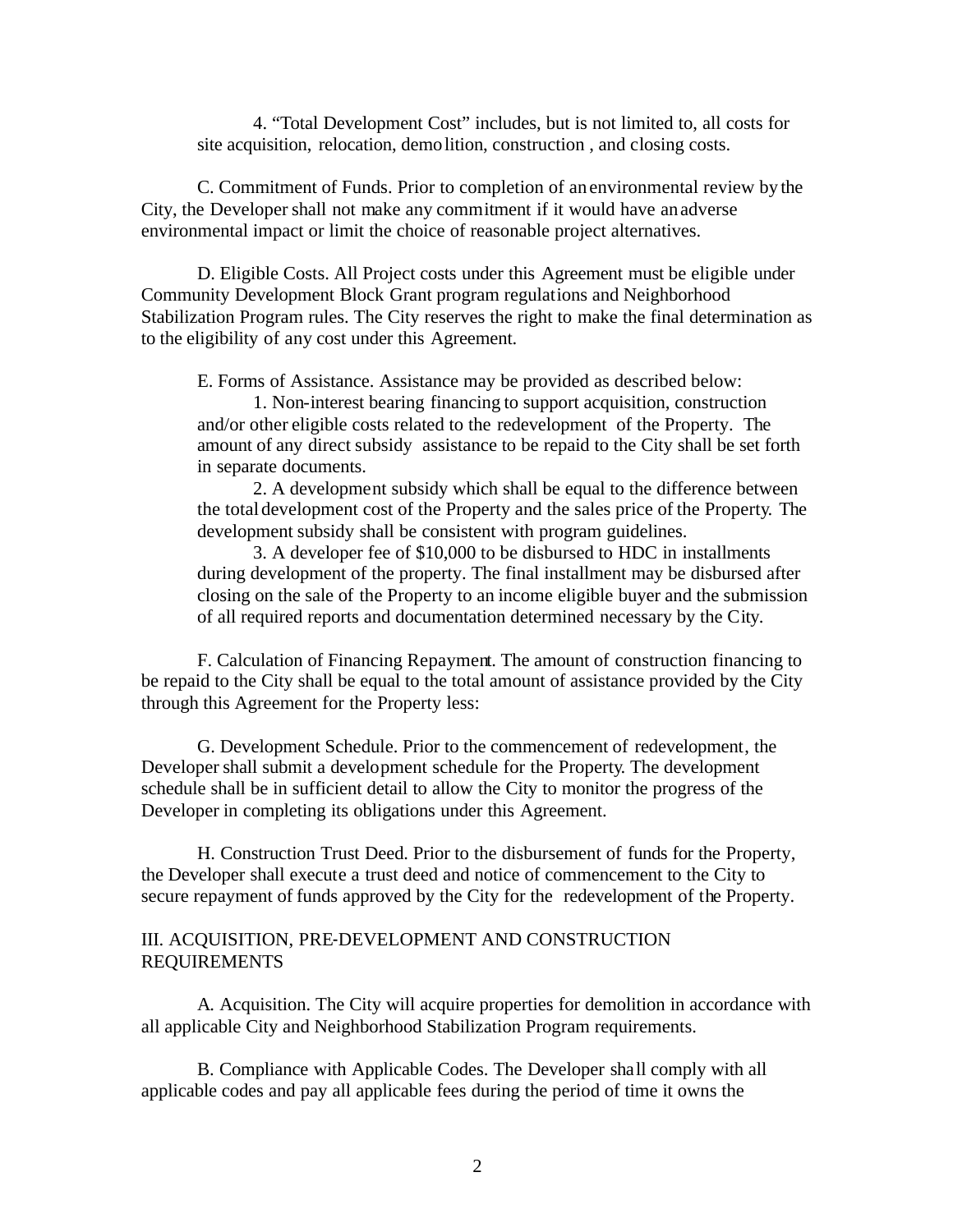4. "Total Development Cost" includes, but is not limited to, all costs for site acquisition, relocation, demolition, construction , and closing costs.

C. Commitment of Funds. Prior to completion of an environmental review by the City, the Developer shall not make any commitment if it would have an adverse environmental impact or limit the choice of reasonable project alternatives.

D. Eligible Costs. All Project costs under this Agreement must be eligible under Community Development Block Grant program regulations and Neighborhood Stabilization Program rules. The City reserves the right to make the final determination as to the eligibility of any cost under this Agreement.

E. Forms of Assistance. Assistance may be provided as described below:

1. Non-interest bearing financing to support acquisition, construction and/or other eligible costs related to the redevelopment of the Property. The amount of any direct subsidy assistance to be repaid to the City shall be set forth in separate documents.

2. A development subsidy which shall be equal to the difference between the total development cost of the Property and the sales price of the Property. The development subsidy shall be consistent with program guidelines.

3. A developer fee of $10,000 to be disbursed to HDC in installments during development of the property. The final installment may be disbursed after closing on the sale of the Property to an income eligible buyer and the submission of all required reports and documentation determined necessary by the City.

F. Calculation of Financing Repayment. The amount of construction financing to be repaid to the City shall be equal to the total amount of assistance provided by the City through this Agreement for the Property less:

G. Development Schedule. Prior to the commencement of redevelopment, the Developer shall submit a development schedule for the Property. The development schedule shall be in sufficient detail to allow the City to monitor the progress of the Developer in completing its obligations under this Agreement.

H. Construction Trust Deed. Prior to the disbursement of funds for the Property, the Developer shall execute a trust deed and notice of commencement to the City to secure repayment of funds approved by the City for the redevelopment of the Property.

## III. ACQUISITION, PRE-DEVELOPMENT AND CONSTRUCTION REQUIREMENTS

A. Acquisition. The City will acquire properties for demolition in accordance with all applicable City and Neighborhood Stabilization Program requirements.

B. Compliance with Applicable Codes. The Developer shall comply with all applicable codes and pay all applicable fees during the period of time it owns the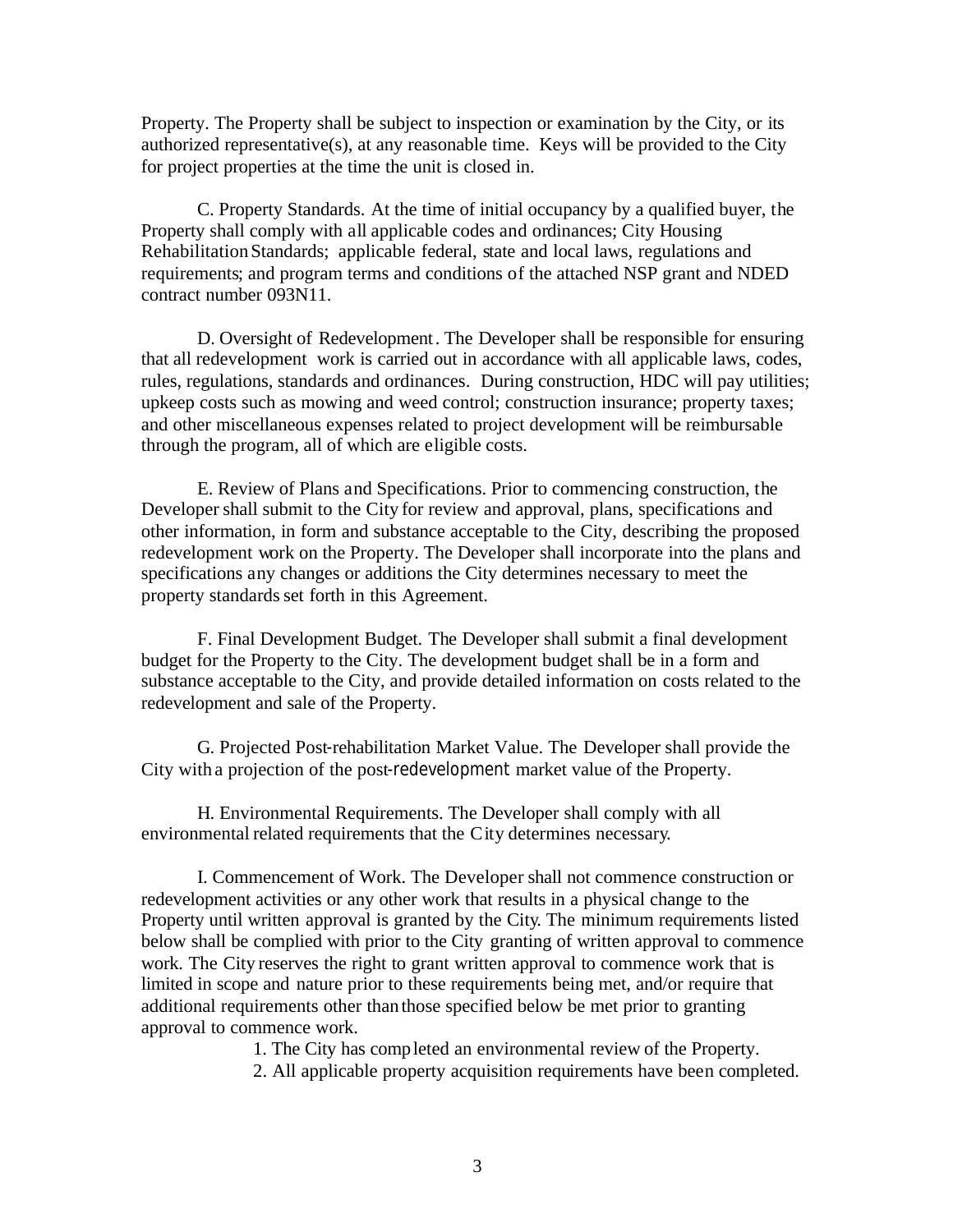Property. The Property shall be subject to inspection or examination by the City, or its authorized representative(s), at any reasonable time. Keys will be provided to the City for project properties at the time the unit is closed in.

C. Property Standards. At the time of initial occupancy by a qualified buyer, the Property shall comply with all applicable codes and ordinances; City Housing Rehabilitation Standards; applicable federal, state and local laws, regulations and requirements; and program terms and conditions of the attached NSP grant and NDED contract number 093N11.

D. Oversight of Redevelopment. The Developer shall be responsible for ensuring that all redevelopment work is carried out in accordance with all applicable laws, codes, rules, regulations, standards and ordinances. During construction, HDC will pay utilities; upkeep costs such as mowing and weed control; construction insurance; property taxes; and other miscellaneous expenses related to project development will be reimbursable through the program, all of which are eligible costs.

E. Review of Plans and Specifications. Prior to commencing construction, the Developer shall submit to the City for review and approval, plans, specifications and other information, in form and substance acceptable to the City, describing the proposed redevelopment work on the Property. The Developer shall incorporate into the plans and specifications any changes or additions the City determines necessary to meet the property standards set forth in this Agreement.

F. Final Development Budget. The Developer shall submit a final development budget for the Property to the City. The development budget shall be in a form and substance acceptable to the City, and provide detailed information on costs related to the redevelopment and sale of the Property.

G. Projected Post-rehabilitation Market Value. The Developer shall provide the City with a projection of the post-redevelopment market value of the Property.

H. Environmental Requirements. The Developer shall comply with all environmental related requirements that the City determines necessary.

I. Commencement of Work. The Developer shall not commence construction or redevelopment activities or any other work that results in a physical change to the Property until written approval is granted by the City. The minimum requirements listed below shall be complied with prior to the City granting of written approval to commence work. The City reserves the right to grant written approval to commence work that is limited in scope and nature prior to these requirements being met, and/or require that additional requirements other than those specified below be met prior to granting approval to commence work.

1. The City has completed an environmental review of the Property.
2. All applicable property acquisition requirements have been completed.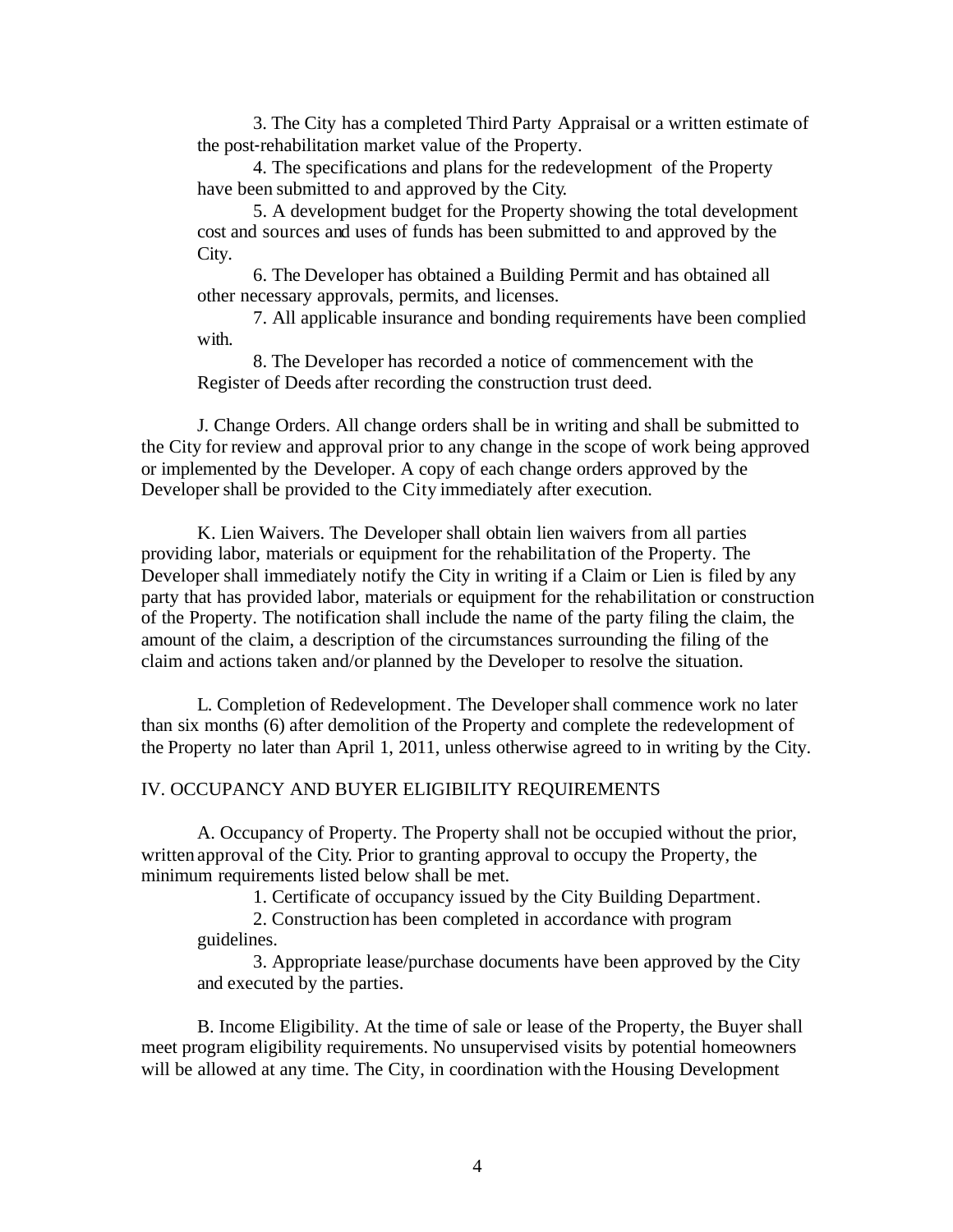3. The City has a completed Third Party Appraisal or a written estimate of the post-rehabilitation market value of the Property.

4. The specifications and plans for the redevelopment of the Property have been submitted to and approved by the City.

5. A development budget for the Property showing the total development cost and sources and uses of funds has been submitted to and approved by the City.

6. The Developer has obtained a Building Permit and has obtained all other necessary approvals, permits, and licenses.

7. All applicable insurance and bonding requirements have been complied with.

8. The Developer has recorded a notice of commencement with the Register of Deeds after recording the construction trust deed.

J. Change Orders. All change orders shall be in writing and shall be submitted to the City for review and approval prior to any change in the scope of work being approved or implemented by the Developer. A copy of each change orders approved by the Developer shall be provided to the City immediately after execution.

K. Lien Waivers. The Developer shall obtain lien waivers from all parties providing labor, materials or equipment for the rehabilitation of the Property. The Developer shall immediately notify the City in writing if a Claim or Lien is filed by any party that has provided labor, materials or equipment for the rehabilitation or construction of the Property. The notification shall include the name of the party filing the claim, the amount of the claim, a description of the circumstances surrounding the filing of the claim and actions taken and/or planned by the Developer to resolve the situation.

L. Completion of Redevelopment. The Developer shall commence work no later than six months (6) after demolition of the Property and complete the redevelopment of the Property no later than April 1, 2011, unless otherwise agreed to in writing by the City.

## IV. OCCUPANCY AND BUYER ELIGIBILITY REQUIREMENTS

A. Occupancy of Property. The Property shall not be occupied without the prior, written approval of the City. Prior to granting approval to occupy the Property, the minimum requirements listed below shall be met.

1. Certificate of occupancy issued by the City Building Department.

2. Construction has been completed in accordance with program guidelines.

3. Appropriate lease/purchase documents have been approved by the City and executed by the parties.

B. Income Eligibility. At the time of sale or lease of the Property, the Buyer shall meet program eligibility requirements. No unsupervised visits by potential homeowners will be allowed at any time. The City, in coordination with the Housing Development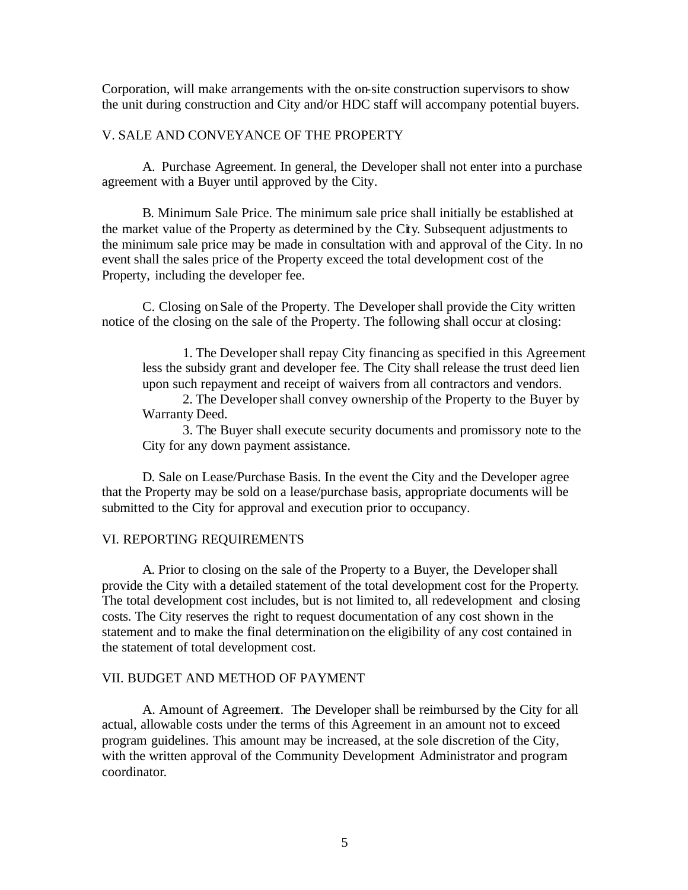Corporation, will make arrangements with the on-site construction supervisors to show the unit during construction and City and/or HDC staff will accompany potential buyers.

## V. SALE AND CONVEYANCE OF THE PROPERTY

A. Purchase Agreement. In general, the Developer shall not enter into a purchase agreement with a Buyer until approved by the City.

B. Minimum Sale Price. The minimum sale price shall initially be established at the market value of the Property as determined by the City. Subsequent adjustments to the minimum sale price may be made in consultation with and approval of the City. In no event shall the sales price of the Property exceed the total development cost of the Property, including the developer fee.

C. Closing on Sale of the Property. The Developer shall provide the City written notice of the closing on the sale of the Property. The following shall occur at closing:

1. The Developer shall repay City financing as specified in this Agreement less the subsidy grant and developer fee. The City shall release the trust deed lien upon such repayment and receipt of waivers from all contractors and vendors.
2. The Developer shall convey ownership of the Property to the Buyer by Warranty Deed.
3. The Buyer shall execute security documents and promissory note to the City for any down payment assistance.

D. Sale on Lease/Purchase Basis. In the event the City and the Developer agree that the Property may be sold on a lease/purchase basis, appropriate documents will be submitted to the City for approval and execution prior to occupancy.

## VI. REPORTING REQUIREMENTS

A. Prior to closing on the sale of the Property to a Buyer, the Developer shall provide the City with a detailed statement of the total development cost for the Property. The total development cost includes, but is not limited to, all redevelopment and closing costs. The City reserves the right to request documentation of any cost shown in the statement and to make the final determination on the eligibility of any cost contained in the statement of total development cost.

## VII. BUDGET AND METHOD OF PAYMENT

A. Amount of Agreement. The Developer shall be reimbursed by the City for all actual, allowable costs under the terms of this Agreement in an amount not to exceed program guidelines. This amount may be increased, at the sole discretion of the City, with the written approval of the Community Development Administrator and program coordinator.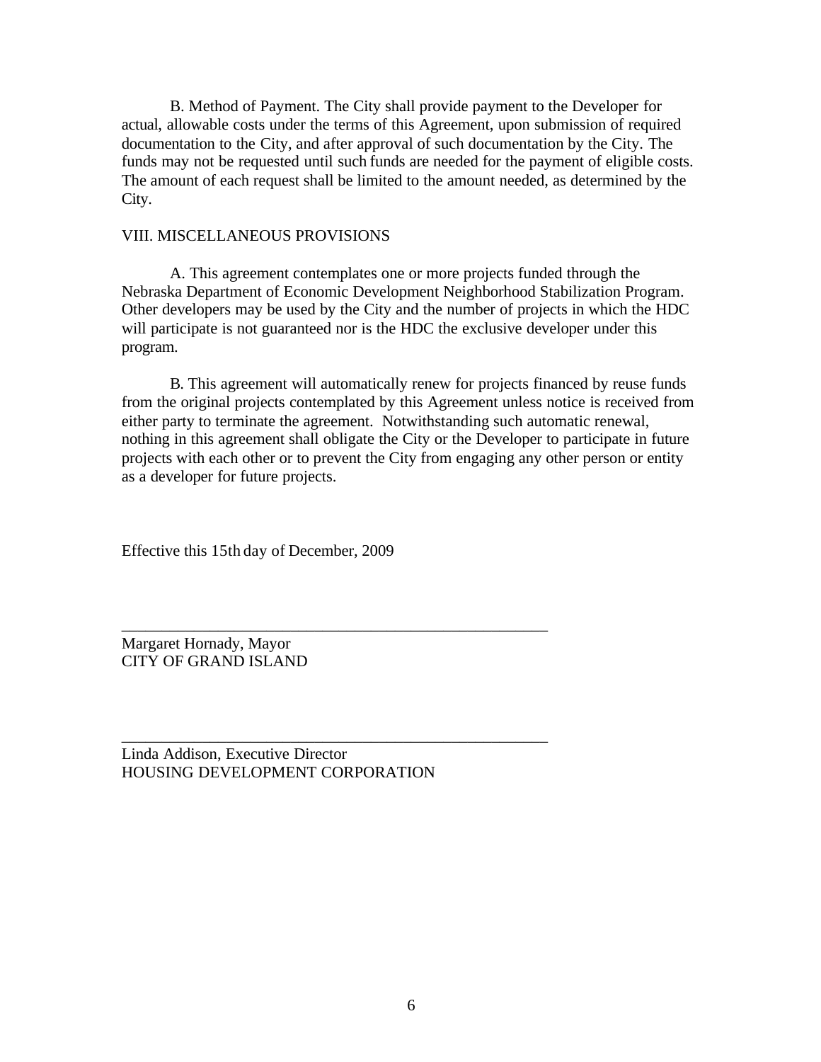B. Method of Payment. The City shall provide payment to the Developer for actual, allowable costs under the terms of this Agreement, upon submission of required documentation to the City, and after approval of such documentation by the City. The funds may not be requested until such funds are needed for the payment of eligible costs. The amount of each request shall be limited to the amount needed, as determined by the City.

VIII. MISCELLANEOUS PROVISIONS

A. This agreement contemplates one or more projects funded through the Nebraska Department of Economic Development Neighborhood Stabilization Program. Other developers may be used by the City and the number of projects in which the HDC will participate is not guaranteed nor is the HDC the exclusive developer under this program.

B. This agreement will automatically renew for projects financed by reuse funds from the original projects contemplated by this Agreement unless notice is received from either party to terminate the agreement. Notwithstanding such automatic renewal, nothing in this agreement shall obligate the City or the Developer to participate in future projects with each other or to prevent the City from engaging any other person or entity as a developer for future projects.

Effective this 15th day of December, 2009

\_\_\_\_\_\_\_\_\_\_\_\_\_\_\_\_\_\_\_\_\_\_\_\_\_\_\_\_\_\_\_\_\_\_\_\_\_\_\_\_\_\_\_\_\_\_\_\_\_\_\_\_\_\_\_

Margaret Hornady, Mayor
CITY OF GRAND ISLAND

\_\_\_\_\_\_\_\_\_\_\_\_\_\_\_\_\_\_\_\_\_\_\_\_\_\_\_\_\_\_\_\_\_\_\_\_\_\_\_\_\_\_\_\_\_\_\_\_\_\_\_\_\_\_\_

Linda Addison, Executive Director
HOUSING DEVELOPMENT CORPORATION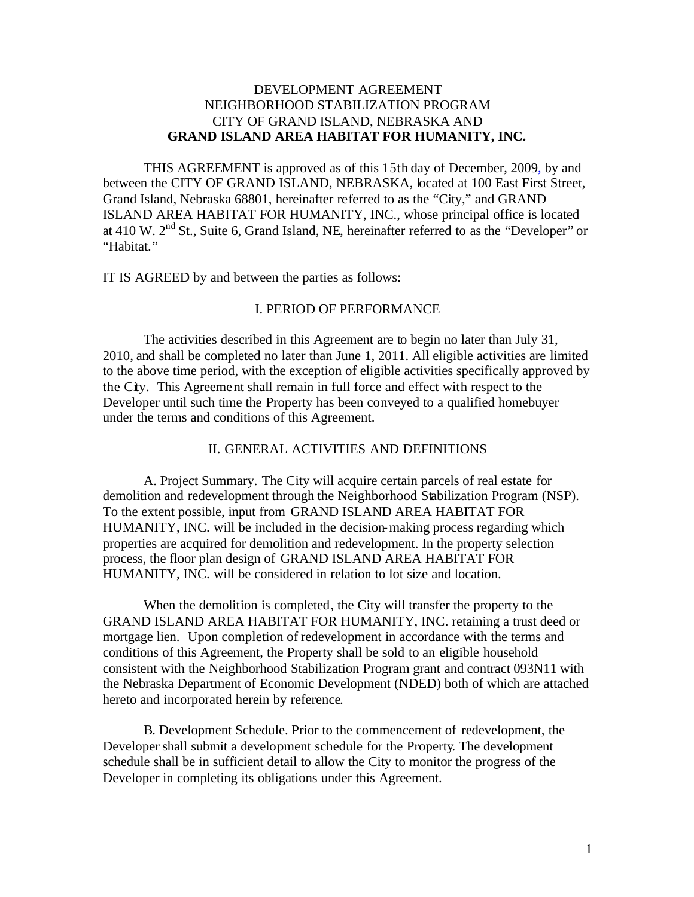DEVELOPMENT AGREEMENT
NEIGHBORHOOD STABILIZATION PROGRAM
CITY OF GRAND ISLAND, NEBRASKA AND
**GRAND ISLAND AREA HABITAT FOR HUMANITY, INC.**

THIS AGREEMENT is approved as of this 15th day of December, 2009, by and between the CITY OF GRAND ISLAND, NEBRASKA, located at 100 East First Street, Grand Island, Nebraska 68801, hereinafter referred to as the "City," and GRAND ISLAND AREA HABITAT FOR HUMANITY, INC., whose principal office is located at 410 W. 2nd St., Suite 6, Grand Island, NE, hereinafter referred to as the "Developer" or "Habitat."

IT IS AGREED by and between the parties as follows:

## I. PERIOD OF PERFORMANCE

The activities described in this Agreement are to begin no later than July 31, 2010, and shall be completed no later than June 1, 2011. All eligible activities are limited to the above time period, with the exception of eligible activities specifically approved by the City. This Agreement shall remain in full force and effect with respect to the Developer until such time the Property has been conveyed to a qualified homebuyer under the terms and conditions of this Agreement.

## II. GENERAL ACTIVITIES AND DEFINITIONS

A. Project Summary. The City will acquire certain parcels of real estate for demolition and redevelopment through the Neighborhood Stabilization Program (NSP). To the extent possible, input from GRAND ISLAND AREA HABITAT FOR HUMANITY, INC. will be included in the decision-making process regarding which properties are acquired for demolition and redevelopment. In the property selection process, the floor plan design of GRAND ISLAND AREA HABITAT FOR HUMANITY, INC. will be considered in relation to lot size and location.

When the demolition is completed, the City will transfer the property to the GRAND ISLAND AREA HABITAT FOR HUMANITY, INC. retaining a trust deed or mortgage lien. Upon completion of redevelopment in accordance with the terms and conditions of this Agreement, the Property shall be sold to an eligible household consistent with the Neighborhood Stabilization Program grant and contract 093N11 with the Nebraska Department of Economic Development (NDED) both of which are attached hereto and incorporated herein by reference.

B. Development Schedule. Prior to the commencement of redevelopment, the Developer shall submit a development schedule for the Property. The development schedule shall be in sufficient detail to allow the City to monitor the progress of the Developer in completing its obligations under this Agreement.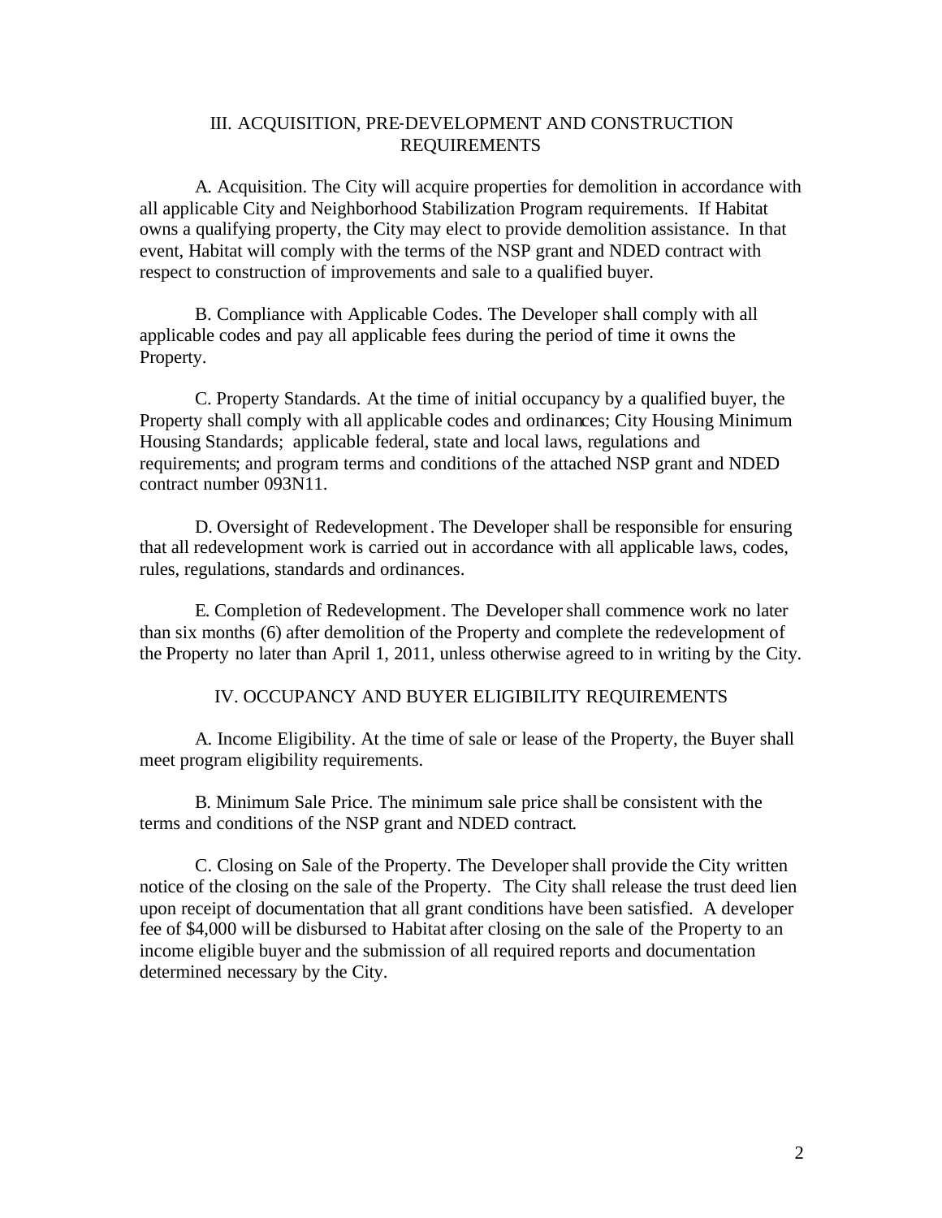## III. ACQUISITION, PRE-DEVELOPMENT AND CONSTRUCTION REQUIREMENTS

A. Acquisition. The City will acquire properties for demolition in accordance with all applicable City and Neighborhood Stabilization Program requirements. If Habitat owns a qualifying property, the City may elect to provide demolition assistance. In that event, Habitat will comply with the terms of the NSP grant and NDED contract with respect to construction of improvements and sale to a qualified buyer.

B. Compliance with Applicable Codes. The Developer shall comply with all applicable codes and pay all applicable fees during the period of time it owns the Property.

C. Property Standards. At the time of initial occupancy by a qualified buyer, the Property shall comply with all applicable codes and ordinances; City Housing Minimum Housing Standards; applicable federal, state and local laws, regulations and requirements; and program terms and conditions of the attached NSP grant and NDED contract number 093N11.

D. Oversight of Redevelopment. The Developer shall be responsible for ensuring that all redevelopment work is carried out in accordance with all applicable laws, codes, rules, regulations, standards and ordinances.

E. Completion of Redevelopment. The Developer shall commence work no later than six months (6) after demolition of the Property and complete the redevelopment of the Property no later than April 1, 2011, unless otherwise agreed to in writing by the City.

## IV. OCCUPANCY AND BUYER ELIGIBILITY REQUIREMENTS

A. Income Eligibility. At the time of sale or lease of the Property, the Buyer shall meet program eligibility requirements.

B. Minimum Sale Price. The minimum sale price shall be consistent with the terms and conditions of the NSP grant and NDED contract.

C. Closing on Sale of the Property. The Developer shall provide the City written notice of the closing on the sale of the Property. The City shall release the trust deed lien upon receipt of documentation that all grant conditions have been satisfied. A developer fee of $4,000 will be disbursed to Habitat after closing on the sale of the Property to an income eligible buyer and the submission of all required reports and documentation determined necessary by the City.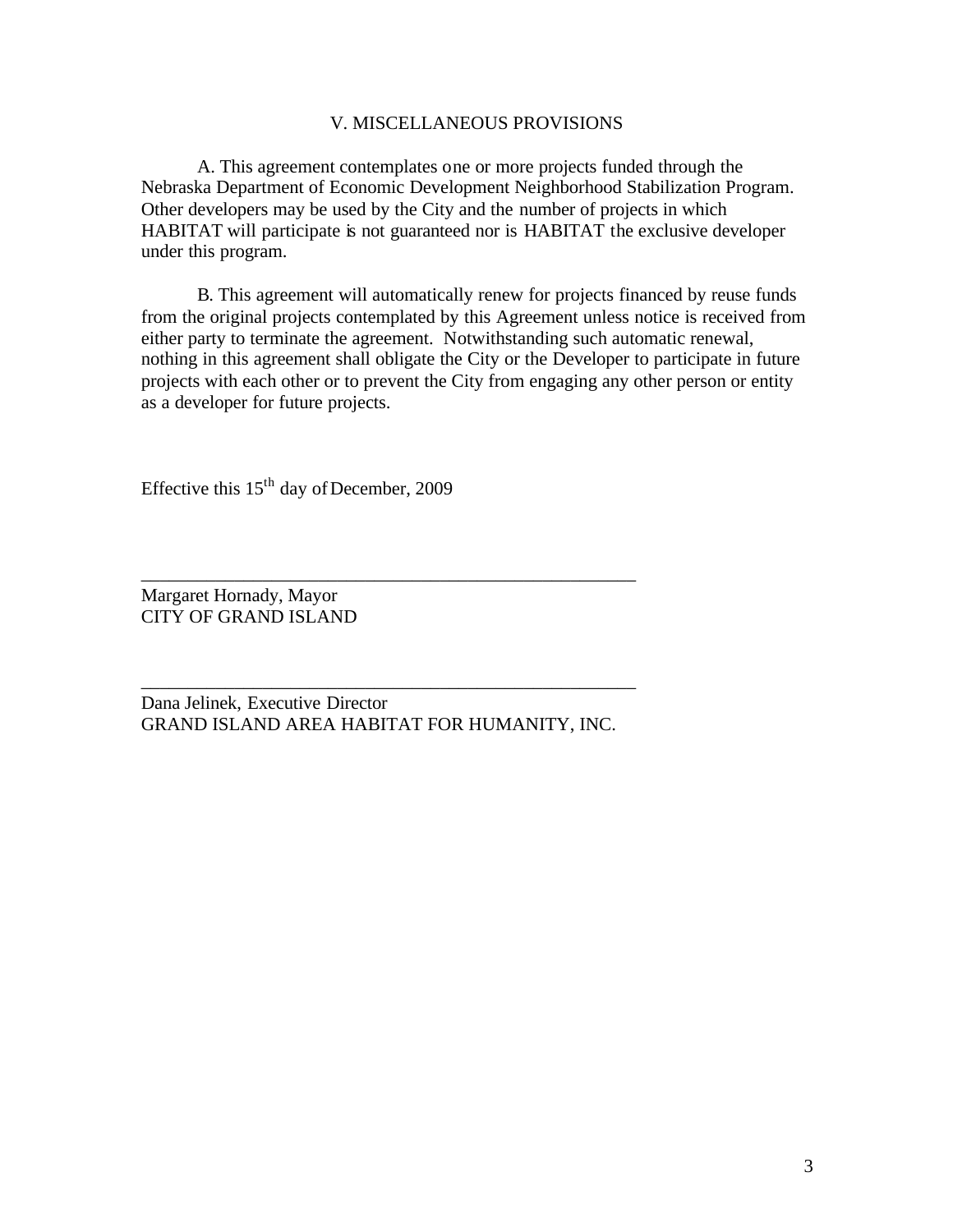## V. MISCELLANEOUS PROVISIONS

A. This agreement contemplates one or more projects funded through the Nebraska Department of Economic Development Neighborhood Stabilization Program. Other developers may be used by the City and the number of projects in which HABITAT will participate is not guaranteed nor is HABITAT the exclusive developer under this program.

B. This agreement will automatically renew for projects financed by reuse funds from the original projects contemplated by this Agreement unless notice is received from either party to terminate the agreement. Notwithstanding such automatic renewal, nothing in this agreement shall obligate the City or the Developer to participate in future projects with each other or to prevent the City from engaging any other person or entity as a developer for future projects.

Effective this 15th day of December, 2009

_______________________________________________________

Margaret Hornady, Mayor
CITY OF GRAND ISLAND

_______________________________________________________

Dana Jelinek, Executive Director
GRAND ISLAND AREA HABITAT FOR HUMANITY, INC.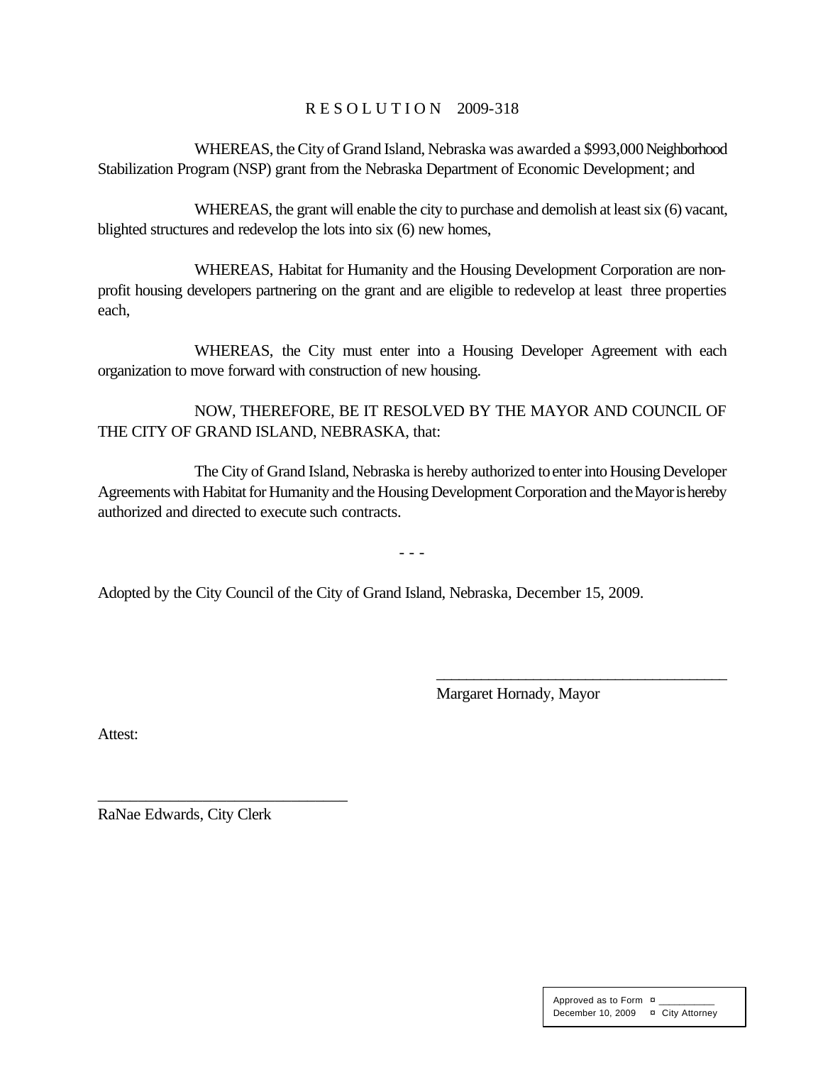# RESOLUTION 2009-318

WHEREAS, the City of Grand Island, Nebraska was awarded a $993,000 Neighborhood Stabilization Program (NSP) grant from the Nebraska Department of Economic Development; and

WHEREAS, the grant will enable the city to purchase and demolish at least six (6) vacant, blighted structures and redevelop the lots into six (6) new homes,

WHEREAS, Habitat for Humanity and the Housing Development Corporation are non-profit housing developers partnering on the grant and are eligible to redevelop at least three properties each,

WHEREAS, the City must enter into a Housing Developer Agreement with each organization to move forward with construction of new housing.

NOW, THEREFORE, BE IT RESOLVED BY THE MAYOR AND COUNCIL OF THE CITY OF GRAND ISLAND, NEBRASKA, that:

The City of Grand Island, Nebraska is hereby authorized to enter into Housing Developer Agreements with Habitat for Humanity and the Housing Development Corporation and the Mayor is hereby authorized and directed to execute such contracts.

- - -

Adopted by the City Council of the City of Grand Island, Nebraska, December 15, 2009.

_____________________________________

Margaret Hornady, Mayor

Attest:

_______________________________

RaNae Edwards, City Clerk

Approved as to Form ¤ ___________
December 10, 2009 ¤ City Attorney